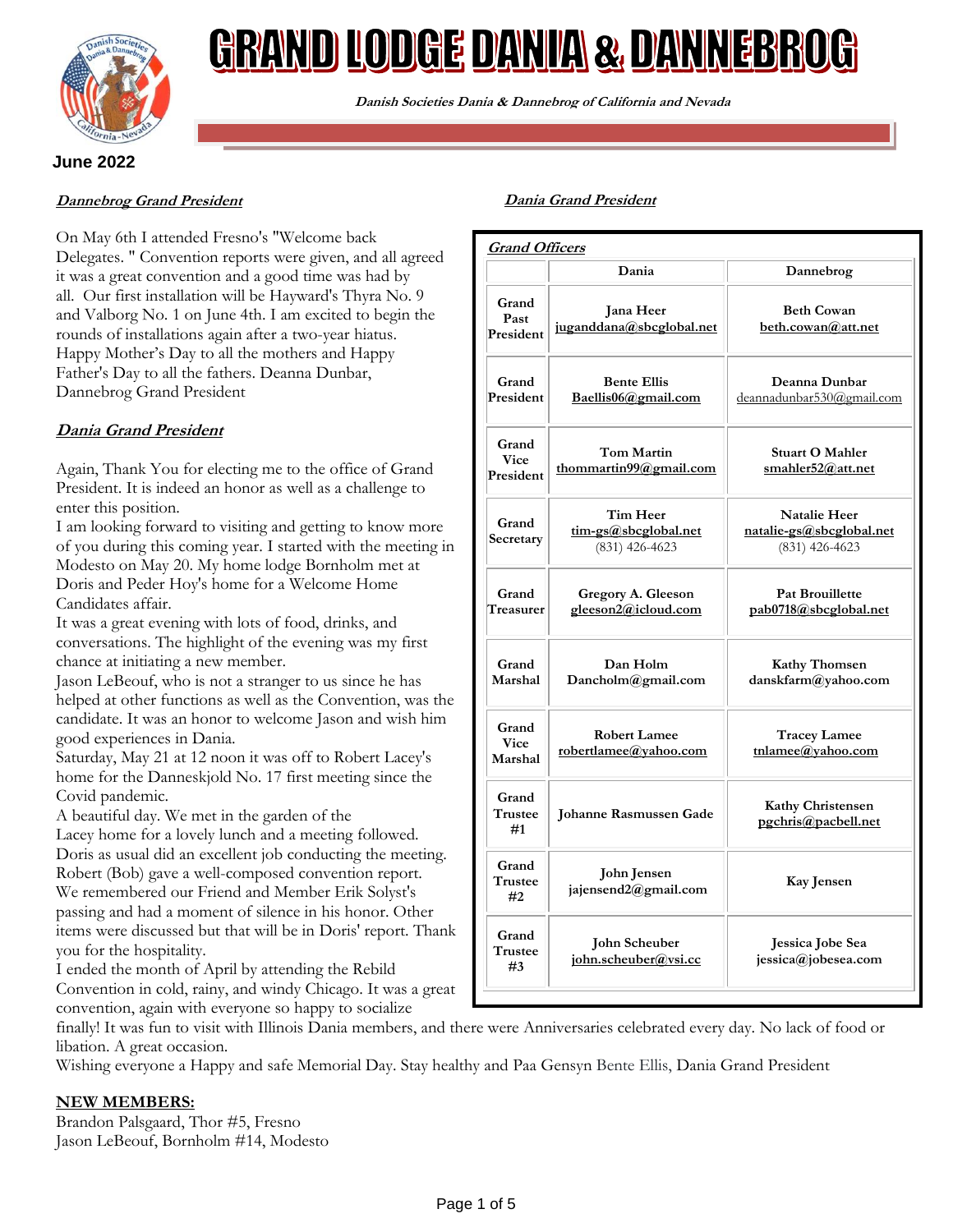# GRAND LODGE DANIA & DANNEBROG

***Danish Societies Dania & Dannebrog of California and Nevada***

**June 2022**

## *Dannebrog Grand President*

On May 6th I attended Fresno's "Welcome back Delegates. " Convention reports were given, and all agreed it was a great convention and a good time was had by all. Our first installation will be Hayward's Thyra No. 9 and Valborg No. 1 on June 4th. I am excited to begin the rounds of installations again after a two-year hiatus. Happy Mother's Day to all the mothers and Happy Father's Day to all the fathers. Deanna Dunbar, Dannebrog Grand President

## *Dania Grand President*

Again, Thank You for electing me to the office of Grand President. It is indeed an honor as well as a challenge to enter this position.

I am looking forward to visiting and getting to know more of you during this coming year. I started with the meeting in Modesto on May 20. My home lodge Bornholm met at Doris and Peder Hoy's home for a Welcome Home Candidates affair.

It was a great evening with lots of food, drinks, and conversations. The highlight of the evening was my first chance at initiating a new member.

Jason LeBeouf, who is not a stranger to us since he has helped at other functions as well as the Convention, was the candidate. It was an honor to welcome Jason and wish him good experiences in Dania.

Saturday, May 21 at 12 noon it was off to Robert Lacey's home for the Danneskjold No. 17 first meeting since the Covid pandemic.

A beautiful day. We met in the garden of the Lacey home for a lovely lunch and a meeting followed. Doris as usual did an excellent job conducting the meeting. Robert (Bob) gave a well-composed convention report. We remembered our Friend and Member Erik Solyst's passing and had a moment of silence in his honor. Other items were discussed but that will be in Doris' report. Thank you for the hospitality.

I ended the month of April by attending the Rebild Convention in cold, rainy, and windy Chicago. It was a great convention, again with everyone so happy to socialize finally! It was fun to visit with Illinois Dania members, and there were Anniversaries celebrated every day. No lack of food or libation. A great occasion.

Wishing everyone a Happy and safe Memorial Day. Stay healthy and Paa Gensyn Bente Ellis, Dania Grand President

## *Grand Officers*

| | Dania | Dannebrog |
|---|---|---|
| Grand Past President | Jana Heer<br>juganddana@sbcglobal.net | Beth Cowan<br>beth.cowan@att.net |
| Grand President | Bente Ellis<br>Baellis06@gmail.com | Deanna Dunbar<br>deannadunbar530@gmail.com |
| Grand Vice President | Tom Martin<br>thommartin99@gmail.com | Stuart O Mahler<br>smahler52@att.net |
| Grand Secretary | Tim Heer<br>tim-gs@sbcglobal.net<br>(831) 426-4623 | Natalie Heer<br>natalie-gs@sbcglobal.net<br>(831) 426-4623 |
| Grand Treasurer | Gregory A. Gleeson<br>gleeson2@icloud.com | Pat Brouillette<br>pab0718@sbcglobal.net |
| Grand Marshal | Dan Holm<br>Dancholm@gmail.com | Kathy Thomsen<br>danskfarm@yahoo.com |
| Grand Vice Marshal | Robert Lamee<br>robertlamee@yahoo.com | Tracey Lamee<br>tnlamee@yahoo.com |
| Grand Trustee #1 | Johanne Rasmussen Gade | Kathy Christensen<br>pgchris@pacbell.net |
| Grand Trustee #2 | John Jensen<br>jajensend2@gmail.com | Kay Jensen |
| Grand Trustee #3 | John Scheuber<br>john.scheuber@vsi.cc | Jessica Jobe Sea<br>jessica@jobesea.com |

**NEW MEMBERS:**

Brandon Palsgaard, Thor #5, Fresno
Jason LeBeouf, Bornholm #14, Modesto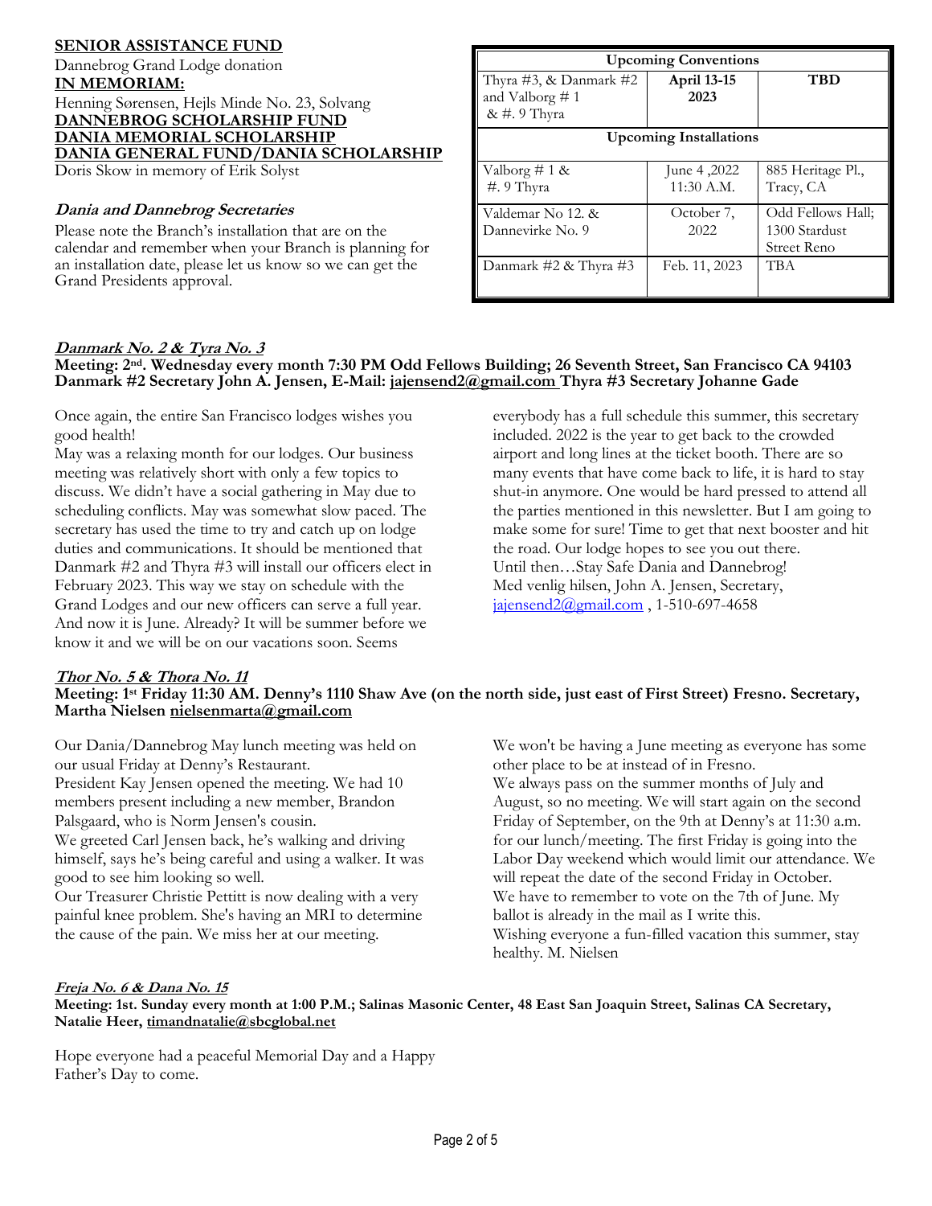**SENIOR ASSISTANCE FUND**

Dannebrog Grand Lodge donation

**IN MEMORIAM:**

Henning Sørensen, Hejls Minde No. 23, Solvang

**DANNEBROG SCHOLARSHIP FUND**

**DANIA MEMORIAL SCHOLARSHIP**

**DANIA GENERAL FUND/DANIA SCHOLARSHIP**

Doris Skow in memory of Erik Solyst

***Dania and Dannebrog Secretaries***

Please note the Branch's installation that are on the calendar and remember when your Branch is planning for an installation date, please let us know so we can get the Grand Presidents approval.

| Upcoming Conventions | | |
|---|---|---|
| Thyra #3, & Danmark #2 and Valborg # 1 & #. 9 Thyra | **April 13-15 2023** | **TBD** |
| **Upcoming Installations** | | |
| Valborg # 1 & #. 9 Thyra | June 4 ,2022 11:30 A.M. | 885 Heritage Pl., Tracy, CA |
| Valdemar No 12. & Dannevirke No. 9 | October 7, 2022 | Odd Fellows Hall; 1300 Stardust Street Reno |
| Danmark #2 & Thyra #3 | Feb. 11, 2023 | TBA |

## ***Danmark No. 2 & Tyra No. 3***

**Meeting: 2nd. Wednesday every month 7:30 PM Odd Fellows Building; 26 Seventh Street, San Francisco CA 94103**
**Danmark #2 Secretary John A. Jensen, E-Mail: jajensend2@gmail.com Thyra #3 Secretary Johanne Gade**

Once again, the entire San Francisco lodges wishes you good health!

May was a relaxing month for our lodges. Our business meeting was relatively short with only a few topics to discuss. We didn't have a social gathering in May due to scheduling conflicts. May was somewhat slow paced. The secretary has used the time to try and catch up on lodge duties and communications. It should be mentioned that Danmark #2 and Thyra #3 will install our officers elect in February 2023. This way we stay on schedule with the Grand Lodges and our new officers can serve a full year. And now it is June. Already? It will be summer before we know it and we will be on our vacations soon. Seems everybody has a full schedule this summer, this secretary included. 2022 is the year to get back to the crowded airport and long lines at the ticket booth. There are so many events that have come back to life, it is hard to stay shut-in anymore. One would be hard pressed to attend all the parties mentioned in this newsletter. But I am going to make some for sure! Time to get that next booster and hit the road. Our lodge hopes to see you out there.

Until then…Stay Safe Dania and Dannebrog!

Med venlig hilsen, John A. Jensen, Secretary, jajensend2@gmail.com , 1-510-697-4658

## ***Thor No. 5 & Thora No. 11***

**Meeting: 1st Friday 11:30 AM. Denny's 1110 Shaw Ave (on the north side, just east of First Street) Fresno. Secretary, Martha Nielsen nielsenmarta@gmail.com**

Our Dania/Dannebrog May lunch meeting was held on our usual Friday at Denny's Restaurant.

President Kay Jensen opened the meeting. We had 10 members present including a new member, Brandon Palsgaard, who is Norm Jensen's cousin.

We greeted Carl Jensen back, he's walking and driving himself, says he's being careful and using a walker. It was good to see him looking so well.

Our Treasurer Christie Pettitt is now dealing with a very painful knee problem. She's having an MRI to determine the cause of the pain. We miss her at our meeting.

We won't be having a June meeting as everyone has some other place to be at instead of in Fresno.

We always pass on the summer months of July and August, so no meeting. We will start again on the second Friday of September, on the 9th at Denny's at 11:30 a.m. for our lunch/meeting. The first Friday is going into the Labor Day weekend which would limit our attendance. We will repeat the date of the second Friday in October.

We have to remember to vote on the 7th of June. My ballot is already in the mail as I write this.

Wishing everyone a fun-filled vacation this summer, stay healthy. M. Nielsen

## ***Freja No. 6 & Dana No. 15***

**Meeting: 1st. Sunday every month at 1:00 P.M.; Salinas Masonic Center, 48 East San Joaquin Street, Salinas CA Secretary, Natalie Heer, timandnatalie@sbcglobal.net**

Hope everyone had a peaceful Memorial Day and a Happy Father's Day to come.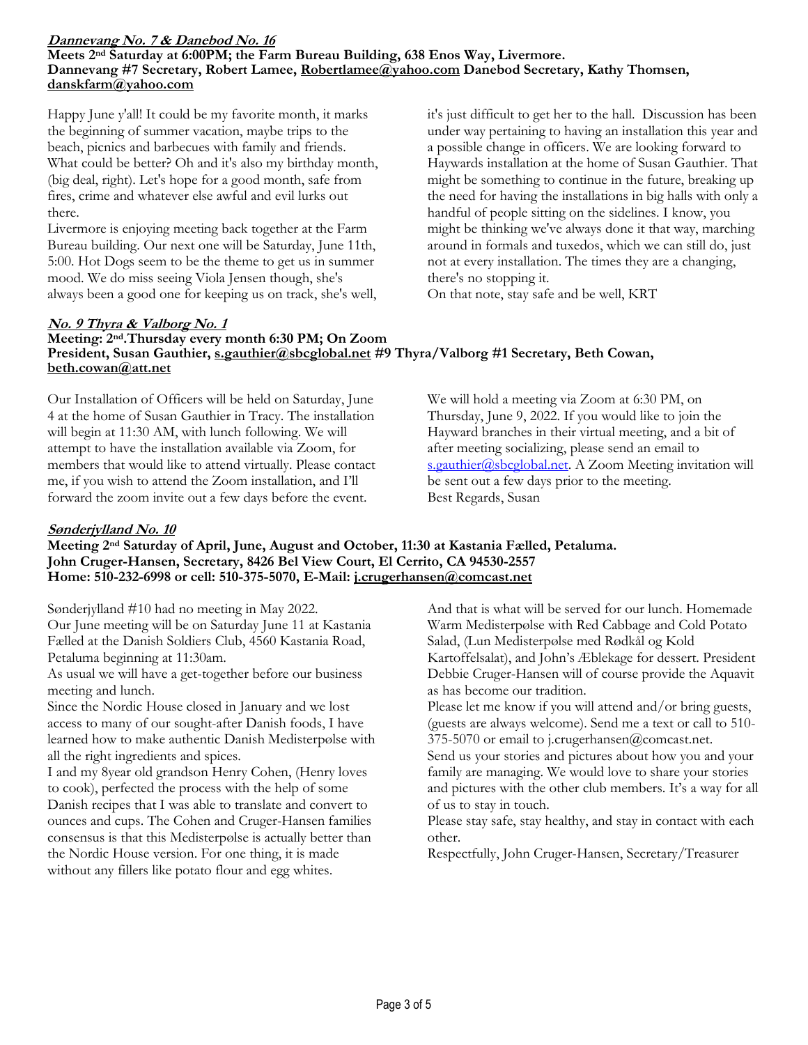## Dannevang No. 7 & Danebod No. 16

**Meets 2nd Saturday at 6:00PM; the Farm Bureau Building, 638 Enos Way, Livermore.**
**Dannevang #7 Secretary, Robert Lamee, Robertlamee@yahoo.com Danebod Secretary, Kathy Thomsen, danskfarm@yahoo.com**

Happy June y'all! It could be my favorite month, it marks the beginning of summer vacation, maybe trips to the beach, picnics and barbecues with family and friends. What could be better? Oh and it's also my birthday month, (big deal, right). Let's hope for a good month, safe from fires, crime and whatever else awful and evil lurks out there.

Livermore is enjoying meeting back together at the Farm Bureau building. Our next one will be Saturday, June 11th, 5:00. Hot Dogs seem to be the theme to get us in summer mood. We do miss seeing Viola Jensen though, she's always been a good one for keeping us on track, she's well, it's just difficult to get her to the hall. Discussion has been under way pertaining to having an installation this year and a possible change in officers. We are looking forward to Haywards installation at the home of Susan Gauthier. That might be something to continue in the future, breaking up the need for having the installations in big halls with only a handful of people sitting on the sidelines. I know, you might be thinking we've always done it that way, marching around in formals and tuxedos, which we can still do, just not at every installation. The times they are a changing, there's no stopping it.

On that note, stay safe and be well, KRT

## No. 9 Thyra & Valborg No. 1

**Meeting: 2nd.Thursday every month 6:30 PM; On Zoom**
**President, Susan Gauthier, s.gauthier@sbcglobal.net #9 Thyra/Valborg #1 Secretary, Beth Cowan, beth.cowan@att.net**

Our Installation of Officers will be held on Saturday, June 4 at the home of Susan Gauthier in Tracy. The installation will begin at 11:30 AM, with lunch following. We will attempt to have the installation available via Zoom, for members that would like to attend virtually. Please contact me, if you wish to attend the Zoom installation, and I'll forward the zoom invite out a few days before the event.

We will hold a meeting via Zoom at 6:30 PM, on Thursday, June 9, 2022. If you would like to join the Hayward branches in their virtual meeting, and a bit of after meeting socializing, please send an email to s.gauthier@sbcglobal.net. A Zoom Meeting invitation will be sent out a few days prior to the meeting.

Best Regards, Susan

## Sønderjylland No. 10

**Meeting 2nd Saturday of April, June, August and October, 11:30 at Kastania Fælled, Petaluma.**
**John Cruger-Hansen, Secretary, 8426 Bel View Court, El Cerrito, CA 94530-2557**
**Home: 510-232-6998 or cell: 510-375-5070, E-Mail: j.crugerhansen@comcast.net**

Sønderjylland #10 had no meeting in May 2022.

Our June meeting will be on Saturday June 11 at Kastania Fælled at the Danish Soldiers Club, 4560 Kastania Road, Petaluma beginning at 11:30am.

As usual we will have a get-together before our business meeting and lunch.

Since the Nordic House closed in January and we lost access to many of our sought-after Danish foods, I have learned how to make authentic Danish Medisterpølse with all the right ingredients and spices.

I and my 8year old grandson Henry Cohen, (Henry loves to cook), perfected the process with the help of some Danish recipes that I was able to translate and convert to ounces and cups. The Cohen and Cruger-Hansen families consensus is that this Medisterpølse is actually better than the Nordic House version. For one thing, it is made without any fillers like potato flour and egg whites.

And that is what will be served for our lunch. Homemade Warm Medisterpølse with Red Cabbage and Cold Potato Salad, (Lun Medisterpølse med Rødkål og Kold Kartoffelsalat), and John's Æblekage for dessert. President Debbie Cruger-Hansen will of course provide the Aquavit as has become our tradition.

Please let me know if you will attend and/or bring guests, (guests are always welcome). Send me a text or call to 510-375-5070 or email to j.crugerhansen@comcast.net.

Send us your stories and pictures about how you and your family are managing. We would love to share your stories and pictures with the other club members. It's a way for all of us to stay in touch.

Please stay safe, stay healthy, and stay in contact with each other.

Respectfully, John Cruger-Hansen, Secretary/Treasurer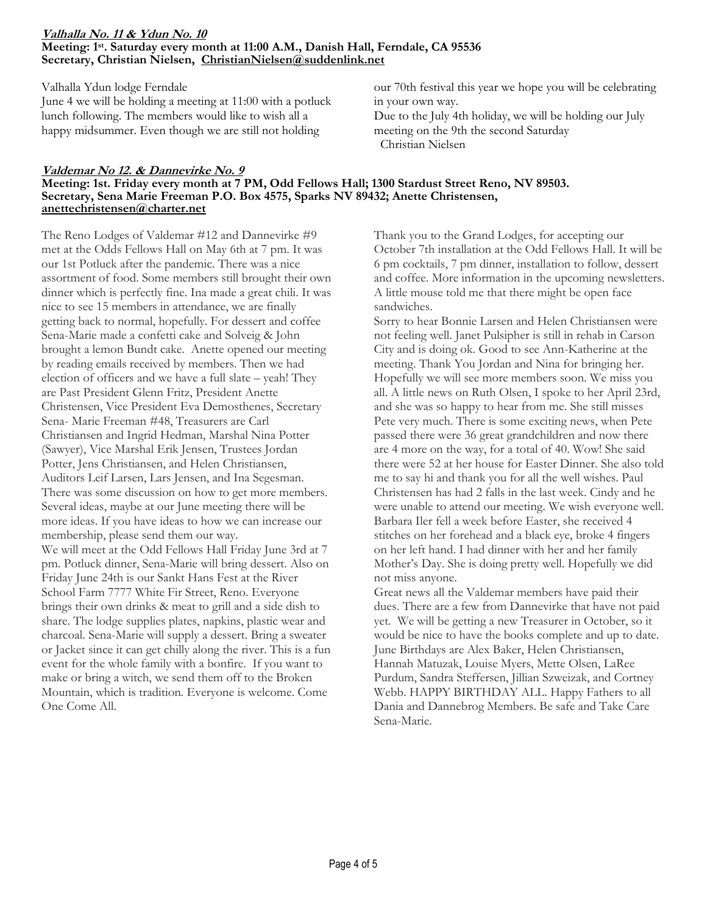### *Valhalla No. 11 & Ydun No. 10*

**Meeting: 1st. Saturday every month at 11:00 A.M., Danish Hall, Ferndale, CA 95536**
**Secretary, Christian Nielsen, ChristianNielsen@suddenlink.net**

Valhalla Ydun lodge Ferndale
June 4 we will be holding a meeting at 11:00 with a potluck lunch following. The members would like to wish all a happy midsummer. Even though we are still not holding our 70th festival this year we hope you will be celebrating in your own way.
Due to the July 4th holiday, we will be holding our July meeting on the 9th the second Saturday
Christian Nielsen

### *Valdemar No 12. & Dannevirke No. 9*

**Meeting: 1st. Friday every month at 7 PM, Odd Fellows Hall; 1300 Stardust Street Reno, NV 89503.**
**Secretary, Sena Marie Freeman P.O. Box 4575, Sparks NV 89432; Anette Christensen, anettechristensen@charter.net**

The Reno Lodges of Valdemar #12 and Dannevirke #9 met at the Odds Fellows Hall on May 6th at 7 pm. It was our 1st Potluck after the pandemic. There was a nice assortment of food. Some members still brought their own dinner which is perfectly fine. Ina made a great chili. It was nice to see 15 members in attendance, we are finally getting back to normal, hopefully. For dessert and coffee Sena-Marie made a confetti cake and Solveig & John brought a lemon Bundt cake. Anette opened our meeting by reading emails received by members. Then we had election of officers and we have a full slate – yeah! They are Past President Glenn Fritz, President Anette Christensen, Vice President Eva Demosthenes, Secretary Sena- Marie Freeman #48, Treasurers are Carl Christiansen and Ingrid Hedman, Marshal Nina Potter (Sawyer), Vice Marshal Erik Jensen, Trustees Jordan Potter, Jens Christiansen, and Helen Christiansen, Auditors Leif Larsen, Lars Jensen, and Ina Segesman. There was some discussion on how to get more members. Several ideas, maybe at our June meeting there will be more ideas. If you have ideas to how we can increase our membership, please send them our way.
We will meet at the Odd Fellows Hall Friday June 3rd at 7 pm. Potluck dinner, Sena-Marie will bring dessert. Also on Friday June 24th is our Sankt Hans Fest at the River School Farm 7777 White Fir Street, Reno. Everyone brings their own drinks & meat to grill and a side dish to share. The lodge supplies plates, napkins, plastic wear and charcoal. Sena-Marie will supply a dessert. Bring a sweater or Jacket since it can get chilly along the river. This is a fun event for the whole family with a bonfire. If you want to make or bring a witch, we send them off to the Broken Mountain, which is tradition. Everyone is welcome. Come One Come All.

Thank you to the Grand Lodges, for accepting our October 7th installation at the Odd Fellows Hall. It will be 6 pm cocktails, 7 pm dinner, installation to follow, dessert and coffee. More information in the upcoming newsletters. A little mouse told me that there might be open face sandwiches.
Sorry to hear Bonnie Larsen and Helen Christiansen were not feeling well. Janet Pulsipher is still in rehab in Carson City and is doing ok. Good to see Ann-Katherine at the meeting. Thank You Jordan and Nina for bringing her. Hopefully we will see more members soon. We miss you all. A little news on Ruth Olsen, I spoke to her April 23rd, and she was so happy to hear from me. She still misses Pete very much. There is some exciting news, when Pete passed there were 36 great grandchildren and now there are 4 more on the way, for a total of 40. Wow! She said there were 52 at her house for Easter Dinner. She also told me to say hi and thank you for all the well wishes. Paul Christensen has had 2 falls in the last week. Cindy and he were unable to attend our meeting. We wish everyone well. Barbara Iler fell a week before Easter, she received 4 stitches on her forehead and a black eye, broke 4 fingers on her left hand. I had dinner with her and her family Mother's Day. She is doing pretty well. Hopefully we did not miss anyone.
Great news all the Valdemar members have paid their dues. There are a few from Dannevirke that have not paid yet. We will be getting a new Treasurer in October, so it would be nice to have the books complete and up to date.
June Birthdays are Alex Baker, Helen Christiansen, Hannah Matuzak, Louise Myers, Mette Olsen, LaRee Purdum, Sandra Steffersen, Jillian Szweizak, and Cortney Webb. HAPPY BIRTHDAY ALL. Happy Fathers to all Dania and Dannebrog Members. Be safe and Take Care Sena-Marie.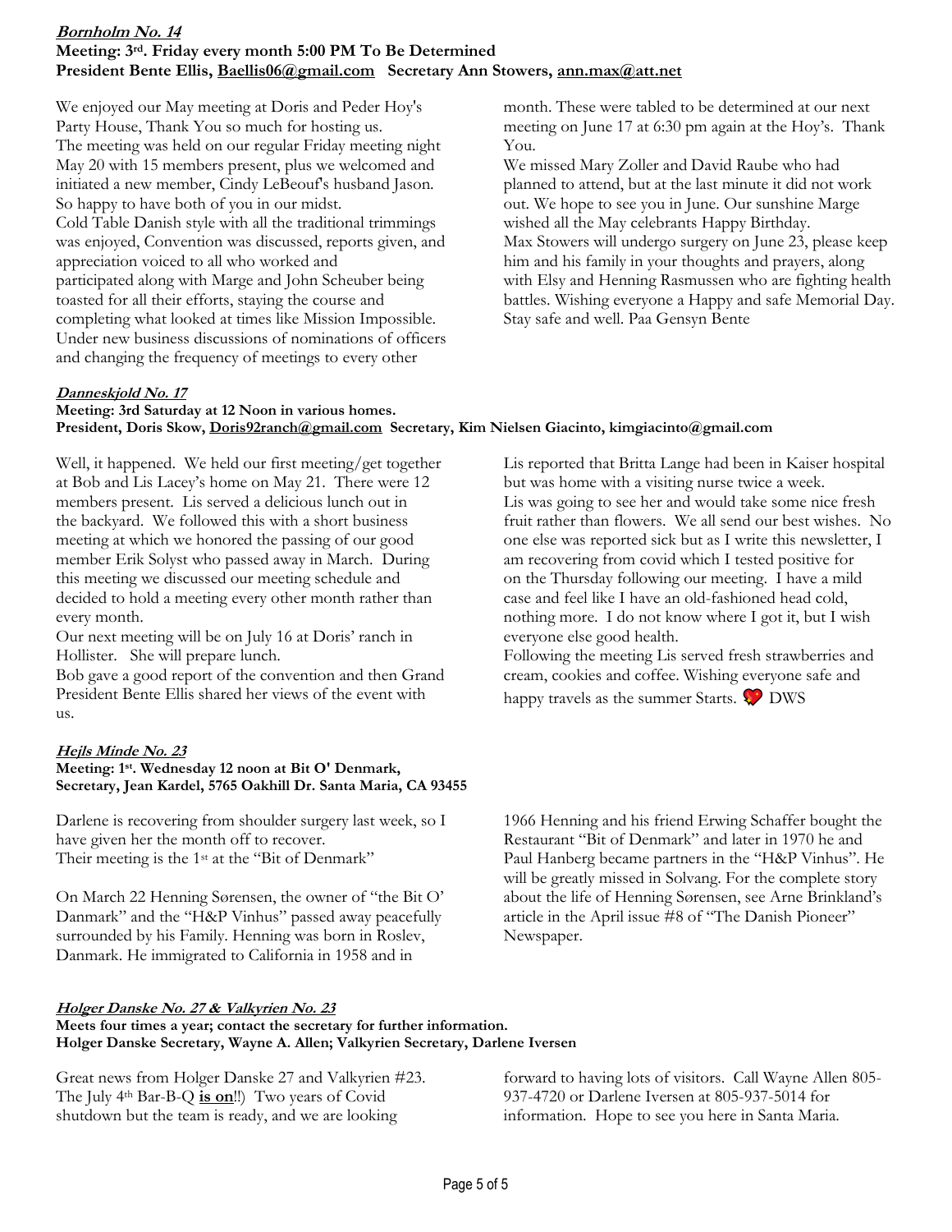**_Bornholm No. 14_**
**Meeting: 3rd. Friday every month 5:00 PM To Be Determined**
**President Bente Ellis, Baellis06@gmail.com Secretary Ann Stowers, ann.max@att.net**

We enjoyed our May meeting at Doris and Peder Hoy's Party House, Thank You so much for hosting us. The meeting was held on our regular Friday meeting night May 20 with 15 members present, plus we welcomed and initiated a new member, Cindy LeBeouf's husband Jason. So happy to have both of you in our midst. Cold Table Danish style with all the traditional trimmings was enjoyed, Convention was discussed, reports given, and appreciation voiced to all who worked and participated along with Marge and John Scheuber being toasted for all their efforts, staying the course and completing what looked at times like Mission Impossible. Under new business discussions of nominations of officers and changing the frequency of meetings to every other month. These were tabled to be determined at our next meeting on June 17 at 6:30 pm again at the Hoy's. Thank You.

We missed Mary Zoller and David Raube who had planned to attend, but at the last minute it did not work out. We hope to see you in June. Our sunshine Marge wished all the May celebrants Happy Birthday.
Max Stowers will undergo surgery on June 23, please keep him and his family in your thoughts and prayers, along with Elsy and Henning Rasmussen who are fighting health battles. Wishing everyone a Happy and safe Memorial Day. Stay safe and well. Paa Gensyn Bente

**_Danneskjold No. 17_**
**Meeting: 3rd Saturday at 12 Noon in various homes.**
**President, Doris Skow, Doris92ranch@gmail.com Secretary, Kim Nielsen Giacinto, kimgiacinto@gmail.com**

Well, it happened. We held our first meeting/get together at Bob and Lis Lacey's home on May 21. There were 12 members present. Lis served a delicious lunch out in the backyard. We followed this with a short business meeting at which we honored the passing of our good member Erik Solyst who passed away in March. During this meeting we discussed our meeting schedule and decided to hold a meeting every other month rather than every month.
Our next meeting will be on July 16 at Doris' ranch in Hollister. She will prepare lunch.
Bob gave a good report of the convention and then Grand President Bente Ellis shared her views of the event with us.
Lis reported that Britta Lange had been in Kaiser hospital but was home with a visiting nurse twice a week. Lis was going to see her and would take some nice fresh fruit rather than flowers. We all send our best wishes. No one else was reported sick but as I write this newsletter, I am recovering from covid which I tested positive for on the Thursday following our meeting. I have a mild case and feel like I have an old-fashioned head cold, nothing more. I do not know where I got it, but I wish everyone else good health.
Following the meeting Lis served fresh strawberries and cream, cookies and coffee. Wishing everyone safe and happy travels as the summer Starts. 💖 DWS

**_Hejls Minde No. 23_**
**Meeting: 1st. Wednesday 12 noon at Bit O' Denmark,**
**Secretary, Jean Kardel, 5765 Oakhill Dr. Santa Maria, CA 93455**

Darlene is recovering from shoulder surgery last week, so I have given her the month off to recover.
Their meeting is the 1st at the "Bit of Denmark"

On March 22 Henning Sørensen, the owner of "the Bit O' Danmark" and the "H&P Vinhus" passed away peacefully surrounded by his Family. Henning was born in Roslev, Danmark. He immigrated to California in 1958 and in 1966 Henning and his friend Erwing Schaffer bought the Restaurant "Bit of Denmark" and later in 1970 he and Paul Hanberg became partners in the "H&P Vinhus". He will be greatly missed in Solvang. For the complete story about the life of Henning Sørensen, see Arne Brinkland's article in the April issue #8 of "The Danish Pioneer" Newspaper.

**_Holger Danske No. 27 & Valkyrien No. 23_**
**Meets four times a year; contact the secretary for further information.**
**Holger Danske Secretary, Wayne A. Allen; Valkyrien Secretary, Darlene Iversen**

Great news from Holger Danske 27 and Valkyrien #23. The July 4th Bar-B-Q **is on**!!) Two years of Covid shutdown but the team is ready, and we are looking forward to having lots of visitors. Call Wayne Allen 805-937-4720 or Darlene Iversen at 805-937-5014 for information. Hope to see you here in Santa Maria.